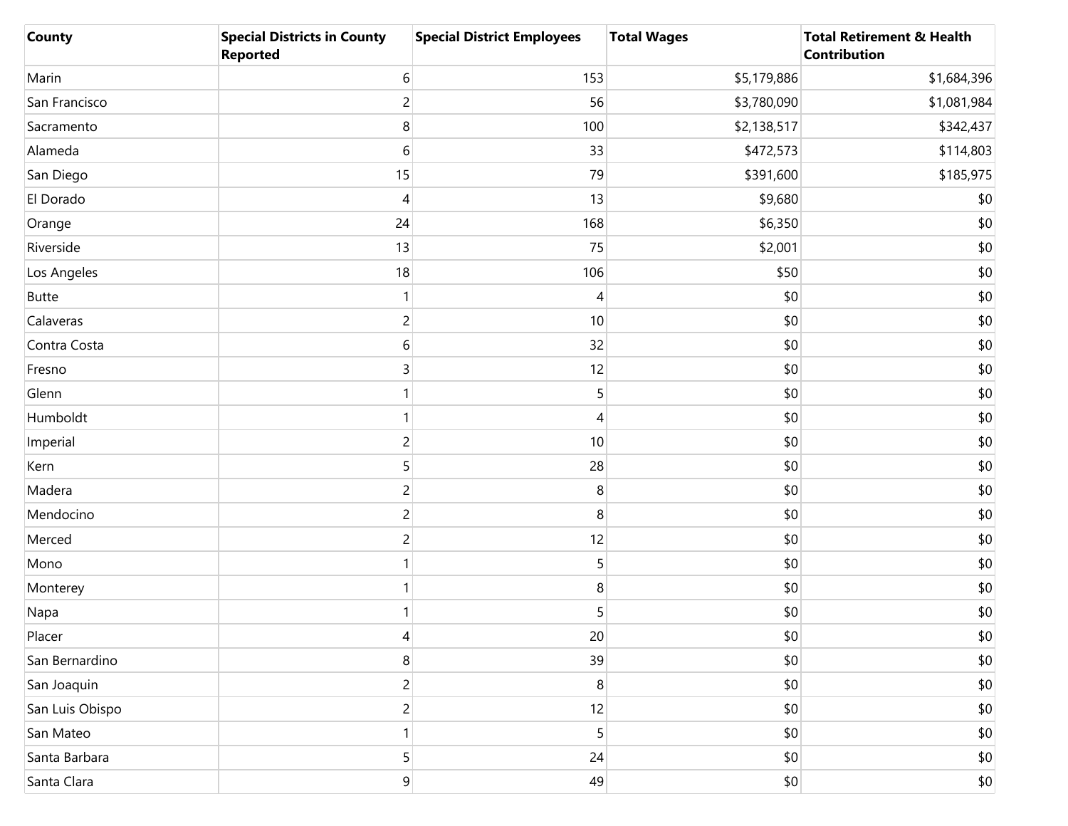| County | Special Districts in County Reported | Special District Employees | Total Wages | Total Retirement & Health Contribution |
|---|---|---|---|---|
| Marin | 6 | 153 | $5,179,886 | $1,684,396 |
| San Francisco | 2 | 56 | $3,780,090 | $1,081,984 |
| Sacramento | 8 | 100 | $2,138,517 | $342,437 |
| Alameda | 6 | 33 | $472,573 | $114,803 |
| San Diego | 15 | 79 | $391,600 | $185,975 |
| El Dorado | 4 | 13 | $9,680 | $0 |
| Orange | 24 | 168 | $6,350 | $0 |
| Riverside | 13 | 75 | $2,001 | $0 |
| Los Angeles | 18 | 106 | $50 | $0 |
| Butte | 1 | 4 | $0 | $0 |
| Calaveras | 2 | 10 | $0 | $0 |
| Contra Costa | 6 | 32 | $0 | $0 |
| Fresno | 3 | 12 | $0 | $0 |
| Glenn | 1 | 5 | $0 | $0 |
| Humboldt | 1 | 4 | $0 | $0 |
| Imperial | 2 | 10 | $0 | $0 |
| Kern | 5 | 28 | $0 | $0 |
| Madera | 2 | 8 | $0 | $0 |
| Mendocino | 2 | 8 | $0 | $0 |
| Merced | 2 | 12 | $0 | $0 |
| Mono | 1 | 5 | $0 | $0 |
| Monterey | 1 | 8 | $0 | $0 |
| Napa | 1 | 5 | $0 | $0 |
| Placer | 4 | 20 | $0 | $0 |
| San Bernardino | 8 | 39 | $0 | $0 |
| San Joaquin | 2 | 8 | $0 | $0 |
| San Luis Obispo | 2 | 12 | $0 | $0 |
| San Mateo | 1 | 5 | $0 | $0 |
| Santa Barbara | 5 | 24 | $0 | $0 |
| Santa Clara | 9 | 49 | $0 | $0 |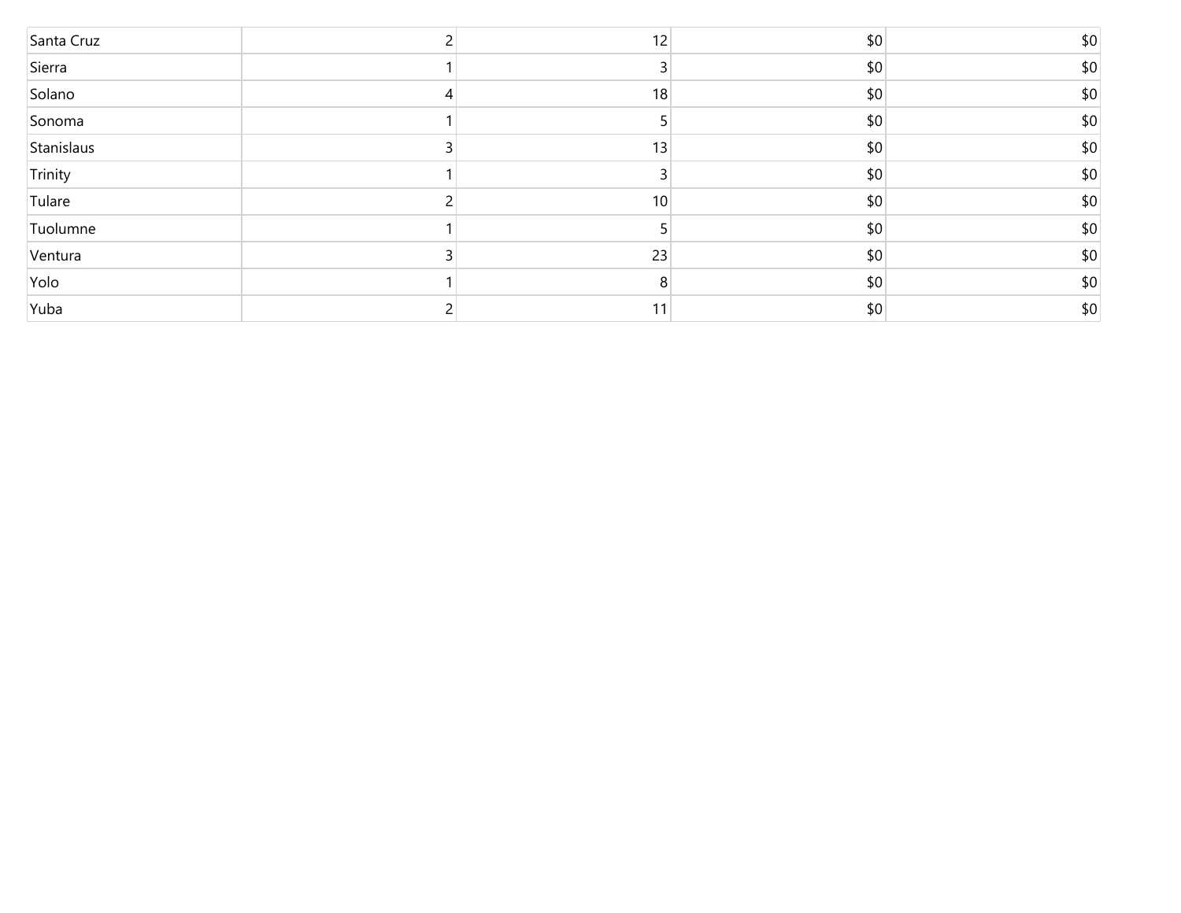| | | | | |
|---|---|---|---|---|
| Santa Cruz | 2 | 12 | $0 | $0 |
| Sierra | 1 | 3 | $0 | $0 |
| Solano | 4 | 18 | $0 | $0 |
| Sonoma | 1 | 5 | $0 | $0 |
| Stanislaus | 3 | 13 | $0 | $0 |
| Trinity | 1 | 3 | $0 | $0 |
| Tulare | 2 | 10 | $0 | $0 |
| Tuolumne | 1 | 5 | $0 | $0 |
| Ventura | 3 | 23 | $0 | $0 |
| Yolo | 1 | 8 | $0 | $0 |
| Yuba | 2 | 11 | $0 | $0 |